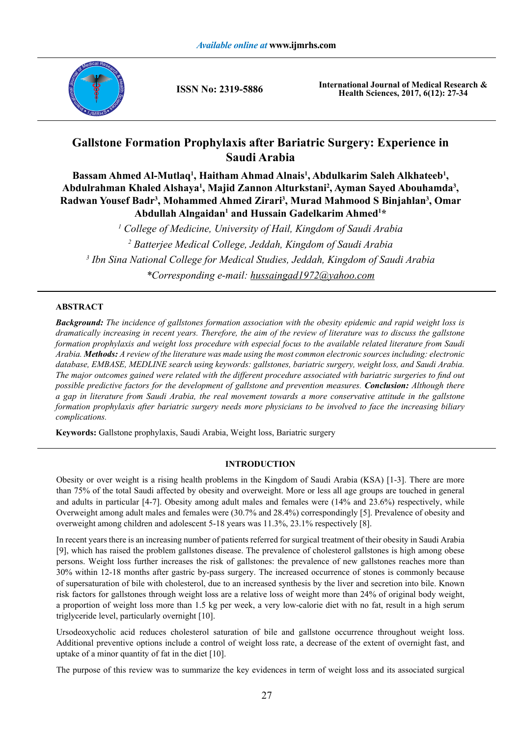# Gallstone Formation Prophylaxis after Bariatric Surgery: Experience in Saudi Arabia

**Bassam Ahmed Al-Mutlaq[1], Haitham Ahmad Alnais[1], Abdulkarim Saleh Alkhateeb[1], Abdulrahman Khaled Alshaya[1], Majid Zannon Alturkstani[2], Ayman Sayed Abouhamda[3], Radwan Yousef Badr[3], Mohammed Ahmed Zirari[3], Murad Mahmood S Binjahlan[3], Omar Abdullah Alngaidan[1] and Hussain Gadelkarim Ahmed[1]***

*[1] College of Medicine, University of Hail, Kingdom of Saudi Arabia*

*[2] Batterjee Medical College, Jeddah, Kingdom of Saudi Arabia*

*[3] Ibn Sina National College for Medical Studies, Jeddah, Kingdom of Saudi Arabia*

**Corresponding e-mail: hussaingad1972@yahoo.com*

## ABSTRACT

***Background:*** *The incidence of gallstones formation association with the obesity epidemic and rapid weight loss is dramatically increasing in recent years. Therefore, the aim of the review of literature was to discuss the gallstone formation prophylaxis and weight loss procedure with especial focus to the available related literature from Saudi Arabia.* ***Methods:*** *A review of the literature was made using the most common electronic sources including: electronic database, EMBASE, MEDLINE search using keywords: gallstones, bariatric surgery, weight loss, and Saudi Arabia. The major outcomes gained were related with the different procedure associated with bariatric surgeries to find out possible predictive factors for the development of gallstone and prevention measures.* ***Conclusion:*** *Although there a gap in literature from Saudi Arabia, the real movement towards a more conservative attitude in the gallstone formation prophylaxis after bariatric surgery needs more physicians to be involved to face the increasing biliary complications.*

**Keywords:** Gallstone prophylaxis, Saudi Arabia, Weight loss, Bariatric surgery

## INTRODUCTION

Obesity or over weight is a rising health problems in the Kingdom of Saudi Arabia (KSA) [1-3]. There are more than 75% of the total Saudi affected by obesity and overweight. More or less all age groups are touched in general and adults in particular [4-7]. Obesity among adult males and females were (14% and 23.6%) respectively, while Overweight among adult males and females were (30.7% and 28.4%) correspondingly [5]. Prevalence of obesity and overweight among children and adolescent 5-18 years was 11.3%, 23.1% respectively [8].

In recent years there is an increasing number of patients referred for surgical treatment of their obesity in Saudi Arabia [9], which has raised the problem gallstones disease. The prevalence of cholesterol gallstones is high among obese persons. Weight loss further increases the risk of gallstones: the prevalence of new gallstones reaches more than 30% within 12-18 months after gastric by-pass surgery. The increased occurrence of stones is commonly because of supersaturation of bile with cholesterol, due to an increased synthesis by the liver and secretion into bile. Known risk factors for gallstones through weight loss are a relative loss of weight more than 24% of original body weight, a proportion of weight loss more than 1.5 kg per week, a very low-calorie diet with no fat, result in a high serum triglyceride level, particularly overnight [10].

Ursodeoxycholic acid reduces cholesterol saturation of bile and gallstone occurrence throughout weight loss. Additional preventive options include a control of weight loss rate, a decrease of the extent of overnight fast, and uptake of a minor quantity of fat in the diet [10].

The purpose of this review was to summarize the key evidences in term of weight loss and its associated surgical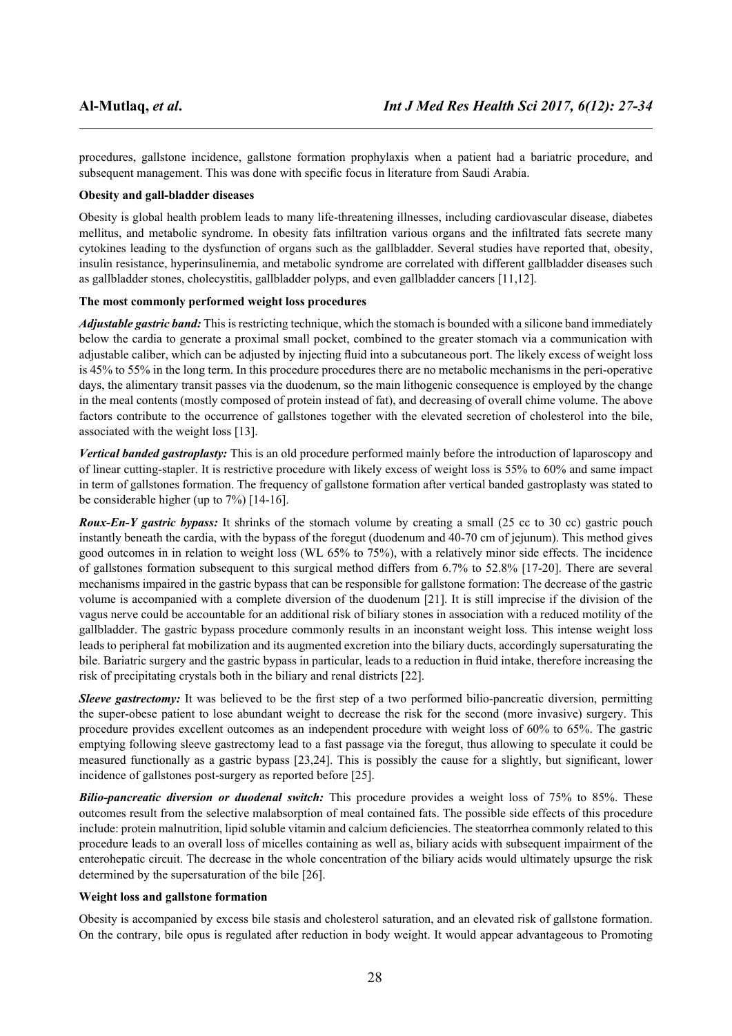procedures, gallstone incidence, gallstone formation prophylaxis when a patient had a bariatric procedure, and subsequent management. This was done with specific focus in literature from Saudi Arabia.

**Obesity and gall-bladder diseases**

Obesity is global health problem leads to many life-threatening illnesses, including cardiovascular disease, diabetes mellitus, and metabolic syndrome. In obesity fats infiltration various organs and the infiltrated fats secrete many cytokines leading to the dysfunction of organs such as the gallbladder. Several studies have reported that, obesity, insulin resistance, hyperinsulinemia, and metabolic syndrome are correlated with different gallbladder diseases such as gallbladder stones, cholecystitis, gallbladder polyps, and even gallbladder cancers [11,12].

**The most commonly performed weight loss procedures**

***Adjustable gastric band:*** This is restricting technique, which the stomach is bounded with a silicone band immediately below the cardia to generate a proximal small pocket, combined to the greater stomach via a communication with adjustable caliber, which can be adjusted by injecting fluid into a subcutaneous port. The likely excess of weight loss is 45% to 55% in the long term. In this procedure procedures there are no metabolic mechanisms in the peri-operative days, the alimentary transit passes via the duodenum, so the main lithogenic consequence is employed by the change in the meal contents (mostly composed of protein instead of fat), and decreasing of overall chime volume. The above factors contribute to the occurrence of gallstones together with the elevated secretion of cholesterol into the bile, associated with the weight loss [13].

***Vertical banded gastroplasty:*** This is an old procedure performed mainly before the introduction of laparoscopy and of linear cutting-stapler. It is restrictive procedure with likely excess of weight loss is 55% to 60% and same impact in term of gallstones formation. The frequency of gallstone formation after vertical banded gastroplasty was stated to be considerable higher (up to 7%) [14-16].

***Roux-En-Y gastric bypass:*** It shrinks of the stomach volume by creating a small (25 cc to 30 cc) gastric pouch instantly beneath the cardia, with the bypass of the foregut (duodenum and 40-70 cm of jejunum). This method gives good outcomes in in relation to weight loss (WL 65% to 75%), with a relatively minor side effects. The incidence of gallstones formation subsequent to this surgical method differs from 6.7% to 52.8% [17-20]. There are several mechanisms impaired in the gastric bypass that can be responsible for gallstone formation: The decrease of the gastric volume is accompanied with a complete diversion of the duodenum [21]. It is still imprecise if the division of the vagus nerve could be accountable for an additional risk of biliary stones in association with a reduced motility of the gallbladder. The gastric bypass procedure commonly results in an inconstant weight loss. This intense weight loss leads to peripheral fat mobilization and its augmented excretion into the biliary ducts, accordingly supersaturating the bile. Bariatric surgery and the gastric bypass in particular, leads to a reduction in fluid intake, therefore increasing the risk of precipitating crystals both in the biliary and renal districts [22].

***Sleeve gastrectomy:*** It was believed to be the first step of a two performed bilio-pancreatic diversion, permitting the super-obese patient to lose abundant weight to decrease the risk for the second (more invasive) surgery. This procedure provides excellent outcomes as an independent procedure with weight loss of 60% to 65%. The gastric emptying following sleeve gastrectomy lead to a fast passage via the foregut, thus allowing to speculate it could be measured functionally as a gastric bypass [23,24]. This is possibly the cause for a slightly, but significant, lower incidence of gallstones post-surgery as reported before [25].

***Bilio-pancreatic diversion or duodenal switch:*** This procedure provides a weight loss of 75% to 85%. These outcomes result from the selective malabsorption of meal contained fats. The possible side effects of this procedure include: protein malnutrition, lipid soluble vitamin and calcium deficiencies. The steatorrhea commonly related to this procedure leads to an overall loss of micelles containing as well as, biliary acids with subsequent impairment of the enterohepatic circuit. The decrease in the whole concentration of the biliary acids would ultimately upsurge the risk determined by the supersaturation of the bile [26].

**Weight loss and gallstone formation**

Obesity is accompanied by excess bile stasis and cholesterol saturation, and an elevated risk of gallstone formation. On the contrary, bile opus is regulated after reduction in body weight. It would appear advantageous to Promoting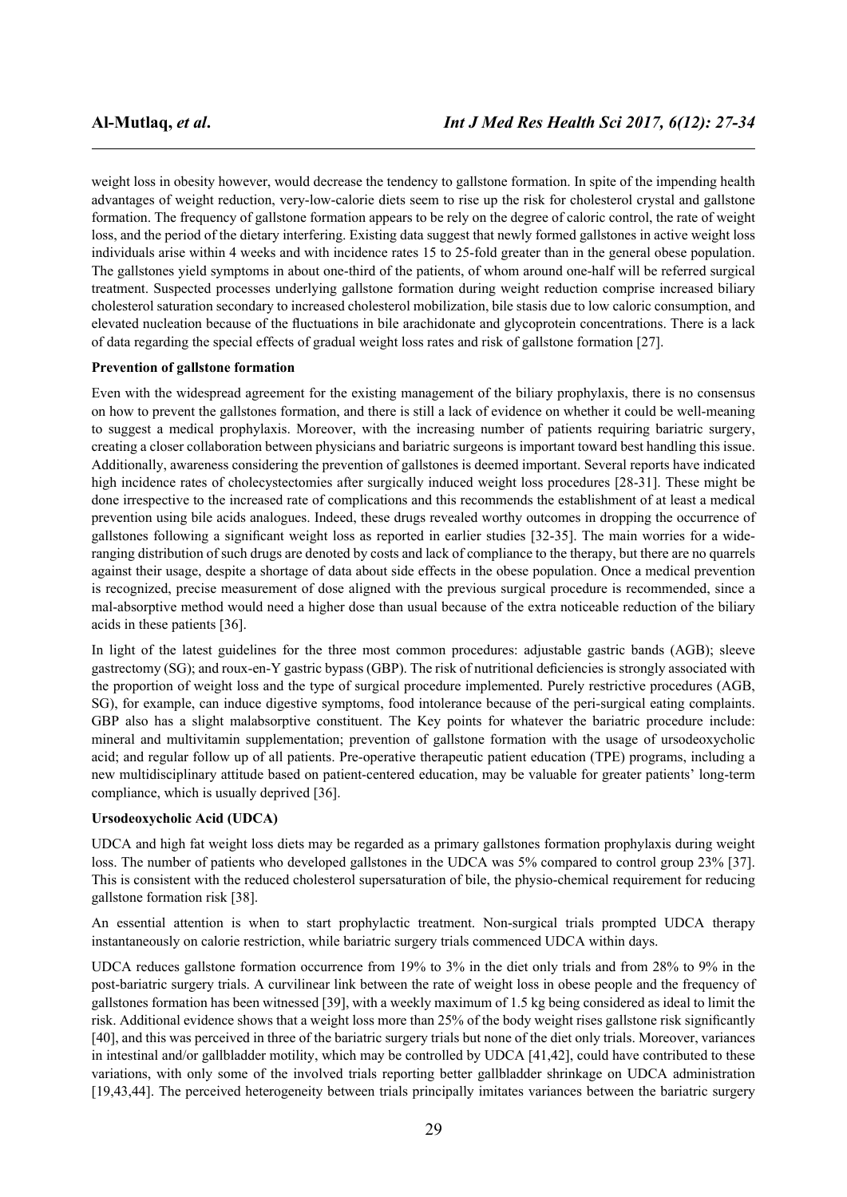weight loss in obesity however, would decrease the tendency to gallstone formation. In spite of the impending health advantages of weight reduction, very-low-calorie diets seem to rise up the risk for cholesterol crystal and gallstone formation. The frequency of gallstone formation appears to be rely on the degree of caloric control, the rate of weight loss, and the period of the dietary interfering. Existing data suggest that newly formed gallstones in active weight loss individuals arise within 4 weeks and with incidence rates 15 to 25-fold greater than in the general obese population. The gallstones yield symptoms in about one-third of the patients, of whom around one-half will be referred surgical treatment. Suspected processes underlying gallstone formation during weight reduction comprise increased biliary cholesterol saturation secondary to increased cholesterol mobilization, bile stasis due to low caloric consumption, and elevated nucleation because of the fluctuations in bile arachidonate and glycoprotein concentrations. There is a lack of data regarding the special effects of gradual weight loss rates and risk of gallstone formation [27].

**Prevention of gallstone formation**

Even with the widespread agreement for the existing management of the biliary prophylaxis, there is no consensus on how to prevent the gallstones formation, and there is still a lack of evidence on whether it could be well-meaning to suggest a medical prophylaxis. Moreover, with the increasing number of patients requiring bariatric surgery, creating a closer collaboration between physicians and bariatric surgeons is important toward best handling this issue. Additionally, awareness considering the prevention of gallstones is deemed important. Several reports have indicated high incidence rates of cholecystectomies after surgically induced weight loss procedures [28-31]. These might be done irrespective to the increased rate of complications and this recommends the establishment of at least a medical prevention using bile acids analogues. Indeed, these drugs revealed worthy outcomes in dropping the occurrence of gallstones following a significant weight loss as reported in earlier studies [32-35]. The main worries for a wide-ranging distribution of such drugs are denoted by costs and lack of compliance to the therapy, but there are no quarrels against their usage, despite a shortage of data about side effects in the obese population. Once a medical prevention is recognized, precise measurement of dose aligned with the previous surgical procedure is recommended, since a mal-absorptive method would need a higher dose than usual because of the extra noticeable reduction of the biliary acids in these patients [36].

In light of the latest guidelines for the three most common procedures: adjustable gastric bands (AGB); sleeve gastrectomy (SG); and roux-en-Y gastric bypass (GBP). The risk of nutritional deficiencies is strongly associated with the proportion of weight loss and the type of surgical procedure implemented. Purely restrictive procedures (AGB, SG), for example, can induce digestive symptoms, food intolerance because of the peri-surgical eating complaints. GBP also has a slight malabsorptive constituent. The Key points for whatever the bariatric procedure include: mineral and multivitamin supplementation; prevention of gallstone formation with the usage of ursodeoxycholic acid; and regular follow up of all patients. Pre-operative therapeutic patient education (TPE) programs, including a new multidisciplinary attitude based on patient-centered education, may be valuable for greater patients' long-term compliance, which is usually deprived [36].

**Ursodeoxycholic Acid (UDCA)**

UDCA and high fat weight loss diets may be regarded as a primary gallstones formation prophylaxis during weight loss. The number of patients who developed gallstones in the UDCA was 5% compared to control group 23% [37]. This is consistent with the reduced cholesterol supersaturation of bile, the physio-chemical requirement for reducing gallstone formation risk [38].

An essential attention is when to start prophylactic treatment. Non-surgical trials prompted UDCA therapy instantaneously on calorie restriction, while bariatric surgery trials commenced UDCA within days.

UDCA reduces gallstone formation occurrence from 19% to 3% in the diet only trials and from 28% to 9% in the post-bariatric surgery trials. A curvilinear link between the rate of weight loss in obese people and the frequency of gallstones formation has been witnessed [39], with a weekly maximum of 1.5 kg being considered as ideal to limit the risk. Additional evidence shows that a weight loss more than 25% of the body weight rises gallstone risk significantly [40], and this was perceived in three of the bariatric surgery trials but none of the diet only trials. Moreover, variances in intestinal and/or gallbladder motility, which may be controlled by UDCA [41,42], could have contributed to these variations, with only some of the involved trials reporting better gallbladder shrinkage on UDCA administration [19,43,44]. The perceived heterogeneity between trials principally imitates variances between the bariatric surgery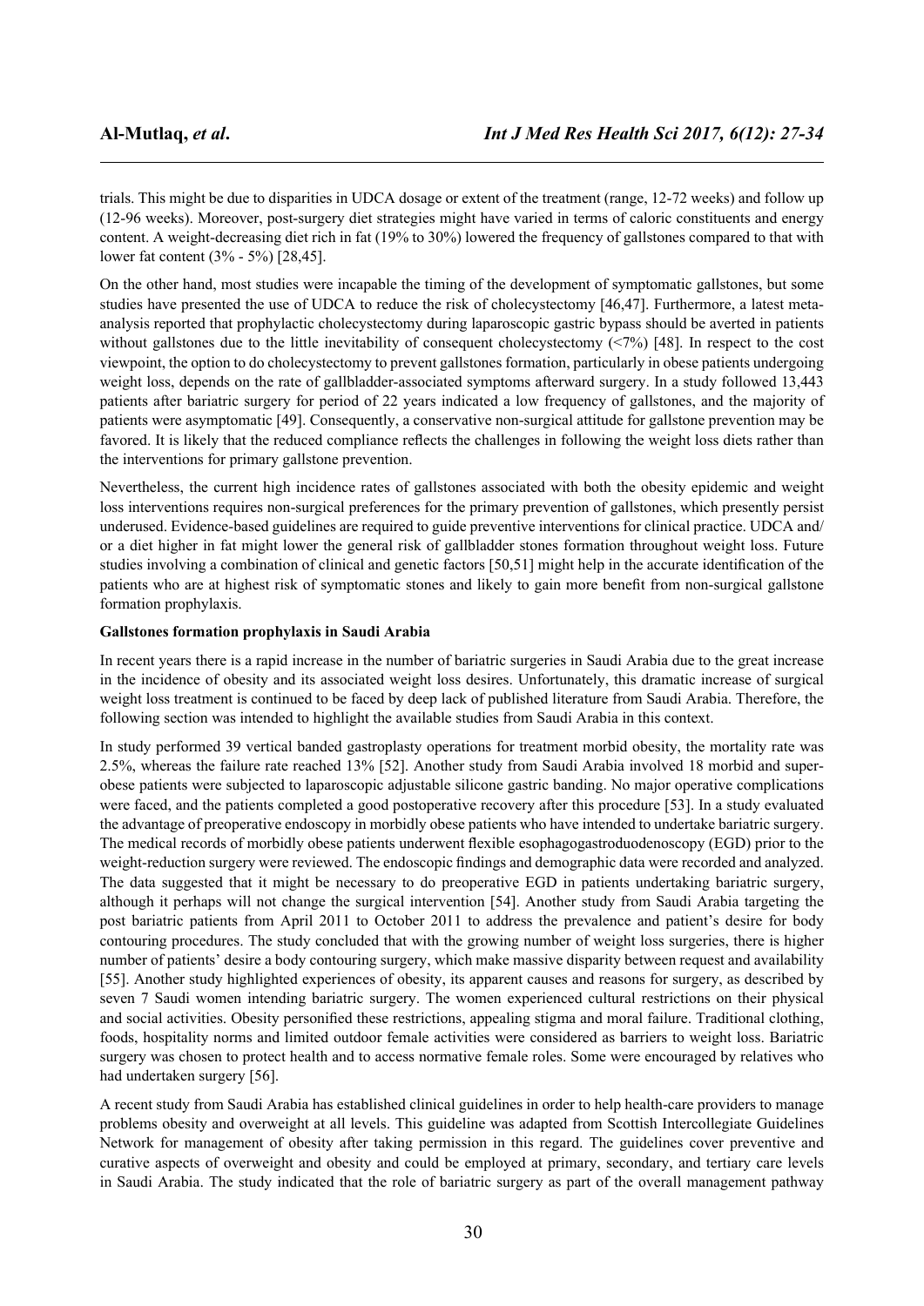trials. This might be due to disparities in UDCA dosage or extent of the treatment (range, 12-72 weeks) and follow up (12-96 weeks). Moreover, post-surgery diet strategies might have varied in terms of caloric constituents and energy content. A weight-decreasing diet rich in fat (19% to 30%) lowered the frequency of gallstones compared to that with lower fat content (3% - 5%) [28,45].

On the other hand, most studies were incapable the timing of the development of symptomatic gallstones, but some studies have presented the use of UDCA to reduce the risk of cholecystectomy [46,47]. Furthermore, a latest meta-analysis reported that prophylactic cholecystectomy during laparoscopic gastric bypass should be averted in patients without gallstones due to the little inevitability of consequent cholecystectomy (<7%) [48]. In respect to the cost viewpoint, the option to do cholecystectomy to prevent gallstones formation, particularly in obese patients undergoing weight loss, depends on the rate of gallbladder-associated symptoms afterward surgery. In a study followed 13,443 patients after bariatric surgery for period of 22 years indicated a low frequency of gallstones, and the majority of patients were asymptomatic [49]. Consequently, a conservative non-surgical attitude for gallstone prevention may be favored. It is likely that the reduced compliance reflects the challenges in following the weight loss diets rather than the interventions for primary gallstone prevention.

Nevertheless, the current high incidence rates of gallstones associated with both the obesity epidemic and weight loss interventions requires non-surgical preferences for the primary prevention of gallstones, which presently persist underused. Evidence-based guidelines are required to guide preventive interventions for clinical practice. UDCA and/or a diet higher in fat might lower the general risk of gallbladder stones formation throughout weight loss. Future studies involving a combination of clinical and genetic factors [50,51] might help in the accurate identification of the patients who are at highest risk of symptomatic stones and likely to gain more benefit from non-surgical gallstone formation prophylaxis.

**Gallstones formation prophylaxis in Saudi Arabia**

In recent years there is a rapid increase in the number of bariatric surgeries in Saudi Arabia due to the great increase in the incidence of obesity and its associated weight loss desires. Unfortunately, this dramatic increase of surgical weight loss treatment is continued to be faced by deep lack of published literature from Saudi Arabia. Therefore, the following section was intended to highlight the available studies from Saudi Arabia in this context.

In study performed 39 vertical banded gastroplasty operations for treatment morbid obesity, the mortality rate was 2.5%, whereas the failure rate reached 13% [52]. Another study from Saudi Arabia involved 18 morbid and super-obese patients were subjected to laparoscopic adjustable silicone gastric banding. No major operative complications were faced, and the patients completed a good postoperative recovery after this procedure [53]. In a study evaluated the advantage of preoperative endoscopy in morbidly obese patients who have intended to undertake bariatric surgery. The medical records of morbidly obese patients underwent flexible esophagogastroduodenoscopy (EGD) prior to the weight-reduction surgery were reviewed. The endoscopic findings and demographic data were recorded and analyzed. The data suggested that it might be necessary to do preoperative EGD in patients undertaking bariatric surgery, although it perhaps will not change the surgical intervention [54]. Another study from Saudi Arabia targeting the post bariatric patients from April 2011 to October 2011 to address the prevalence and patient's desire for body contouring procedures. The study concluded that with the growing number of weight loss surgeries, there is higher number of patients' desire a body contouring surgery, which make massive disparity between request and availability [55]. Another study highlighted experiences of obesity, its apparent causes and reasons for surgery, as described by seven 7 Saudi women intending bariatric surgery. The women experienced cultural restrictions on their physical and social activities. Obesity personified these restrictions, appealing stigma and moral failure. Traditional clothing, foods, hospitality norms and limited outdoor female activities were considered as barriers to weight loss. Bariatric surgery was chosen to protect health and to access normative female roles. Some were encouraged by relatives who had undertaken surgery [56].

A recent study from Saudi Arabia has established clinical guidelines in order to help health-care providers to manage problems obesity and overweight at all levels. This guideline was adapted from Scottish Intercollegiate Guidelines Network for management of obesity after taking permission in this regard. The guidelines cover preventive and curative aspects of overweight and obesity and could be employed at primary, secondary, and tertiary care levels in Saudi Arabia. The study indicated that the role of bariatric surgery as part of the overall management pathway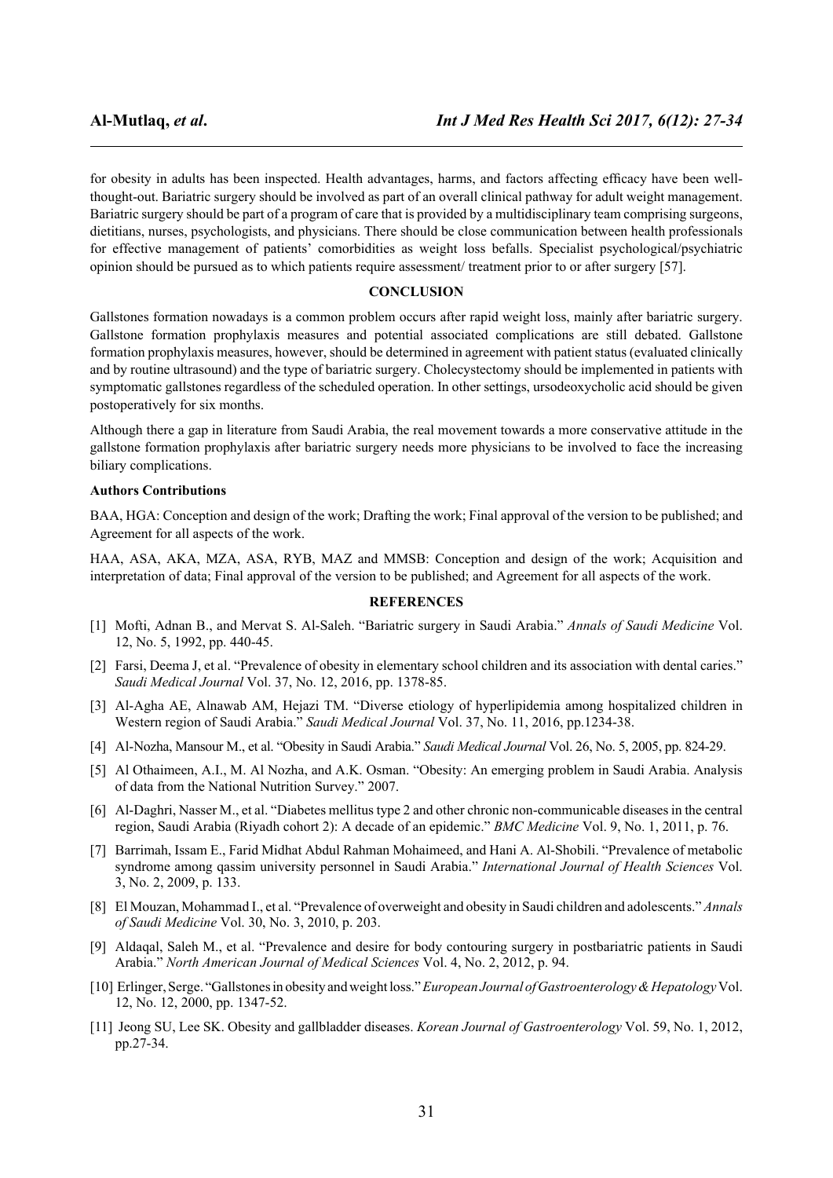for obesity in adults has been inspected. Health advantages, harms, and factors affecting efficacy have been well-thought-out. Bariatric surgery should be involved as part of an overall clinical pathway for adult weight management. Bariatric surgery should be part of a program of care that is provided by a multidisciplinary team comprising surgeons, dietitians, nurses, psychologists, and physicians. There should be close communication between health professionals for effective management of patients' comorbidities as weight loss befalls. Specialist psychological/psychiatric opinion should be pursued as to which patients require assessment/ treatment prior to or after surgery [57].

## CONCLUSION

Gallstones formation nowadays is a common problem occurs after rapid weight loss, mainly after bariatric surgery. Gallstone formation prophylaxis measures and potential associated complications are still debated. Gallstone formation prophylaxis measures, however, should be determined in agreement with patient status (evaluated clinically and by routine ultrasound) and the type of bariatric surgery. Cholecystectomy should be implemented in patients with symptomatic gallstones regardless of the scheduled operation. In other settings, ursodeoxycholic acid should be given postoperatively for six months.

Although there a gap in literature from Saudi Arabia, the real movement towards a more conservative attitude in the gallstone formation prophylaxis after bariatric surgery needs more physicians to be involved to face the increasing biliary complications.

### Authors Contributions

BAA, HGA: Conception and design of the work; Drafting the work; Final approval of the version to be published; and Agreement for all aspects of the work.

HAA, ASA, AKA, MZA, ASA, RYB, MAZ and MMSB: Conception and design of the work; Acquisition and interpretation of data; Final approval of the version to be published; and Agreement for all aspects of the work.

## REFERENCES

[1] Mofti, Adnan B., and Mervat S. Al-Saleh. "Bariatric surgery in Saudi Arabia." *Annals of Saudi Medicine* Vol. 12, No. 5, 1992, pp. 440-45.

[2] Farsi, Deema J, et al. "Prevalence of obesity in elementary school children and its association with dental caries." *Saudi Medical Journal* Vol. 37, No. 12, 2016, pp. 1378-85.

[3] Al-Agha AE, Alnawab AM, Hejazi TM. "Diverse etiology of hyperlipidemia among hospitalized children in Western region of Saudi Arabia." *Saudi Medical Journal* Vol. 37, No. 11, 2016, pp.1234-38.

[4] Al-Nozha, Mansour M., et al. "Obesity in Saudi Arabia." *Saudi Medical Journal* Vol. 26, No. 5, 2005, pp. 824-29.

[5] Al Othaimeen, A.I., M. Al Nozha, and A.K. Osman. "Obesity: An emerging problem in Saudi Arabia. Analysis of data from the National Nutrition Survey." 2007.

[6] Al-Daghri, Nasser M., et al. "Diabetes mellitus type 2 and other chronic non-communicable diseases in the central region, Saudi Arabia (Riyadh cohort 2): A decade of an epidemic." *BMC Medicine* Vol. 9, No. 1, 2011, p. 76.

[7] Barrimah, Issam E., Farid Midhat Abdul Rahman Mohaimeed, and Hani A. Al-Shobili. "Prevalence of metabolic syndrome among qassim university personnel in Saudi Arabia." *International Journal of Health Sciences* Vol. 3, No. 2, 2009, p. 133.

[8] El Mouzan, Mohammad I., et al. "Prevalence of overweight and obesity in Saudi children and adolescents." *Annals of Saudi Medicine* Vol. 30, No. 3, 2010, p. 203.

[9] Aldaqal, Saleh M., et al. "Prevalence and desire for body contouring surgery in postbariatric patients in Saudi Arabia." *North American Journal of Medical Sciences* Vol. 4, No. 2, 2012, p. 94.

[10] Erlinger, Serge. "Gallstones in obesity and weight loss." *European Journal of Gastroenterology & Hepatology* Vol. 12, No. 12, 2000, pp. 1347-52.

[11] Jeong SU, Lee SK. Obesity and gallbladder diseases. *Korean Journal of Gastroenterology* Vol. 59, No. 1, 2012, pp.27-34.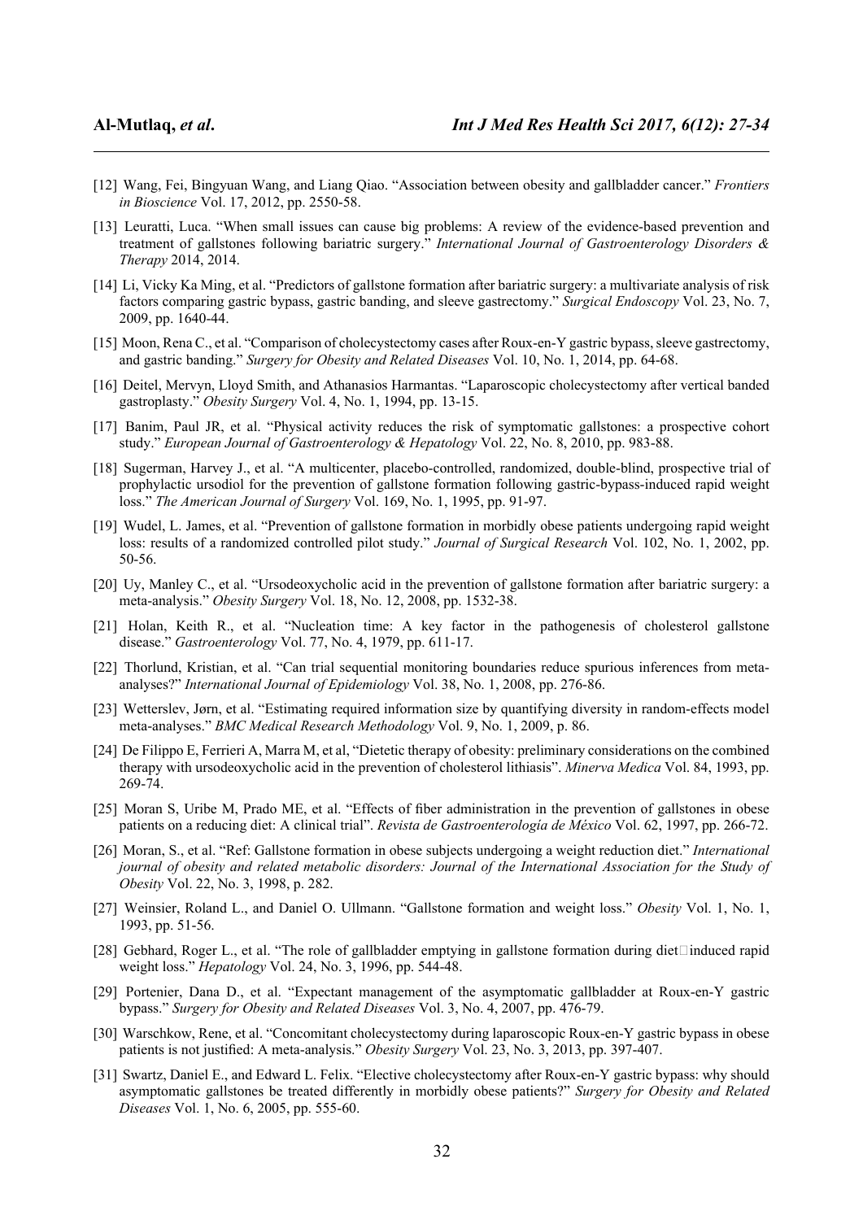[12] Wang, Fei, Bingyuan Wang, and Liang Qiao. "Association between obesity and gallbladder cancer." *Frontiers in Bioscience* Vol. 17, 2012, pp. 2550-58.

[13] Leuratti, Luca. "When small issues can cause big problems: A review of the evidence-based prevention and treatment of gallstones following bariatric surgery." *International Journal of Gastroenterology Disorders & Therapy* 2014, 2014.

[14] Li, Vicky Ka Ming, et al. "Predictors of gallstone formation after bariatric surgery: a multivariate analysis of risk factors comparing gastric bypass, gastric banding, and sleeve gastrectomy." *Surgical Endoscopy* Vol. 23, No. 7, 2009, pp. 1640-44.

[15] Moon, Rena C., et al. "Comparison of cholecystectomy cases after Roux-en-Y gastric bypass, sleeve gastrectomy, and gastric banding." *Surgery for Obesity and Related Diseases* Vol. 10, No. 1, 2014, pp. 64-68.

[16] Deitel, Mervyn, Lloyd Smith, and Athanasios Harmantas. "Laparoscopic cholecystectomy after vertical banded gastroplasty." *Obesity Surgery* Vol. 4, No. 1, 1994, pp. 13-15.

[17] Banim, Paul JR, et al. "Physical activity reduces the risk of symptomatic gallstones: a prospective cohort study." *European Journal of Gastroenterology & Hepatology* Vol. 22, No. 8, 2010, pp. 983-88.

[18] Sugerman, Harvey J., et al. "A multicenter, placebo-controlled, randomized, double-blind, prospective trial of prophylactic ursodiol for the prevention of gallstone formation following gastric-bypass-induced rapid weight loss." *The American Journal of Surgery* Vol. 169, No. 1, 1995, pp. 91-97.

[19] Wudel, L. James, et al. "Prevention of gallstone formation in morbidly obese patients undergoing rapid weight loss: results of a randomized controlled pilot study." *Journal of Surgical Research* Vol. 102, No. 1, 2002, pp. 50-56.

[20] Uy, Manley C., et al. "Ursodeoxycholic acid in the prevention of gallstone formation after bariatric surgery: a meta-analysis." *Obesity Surgery* Vol. 18, No. 12, 2008, pp. 1532-38.

[21] Holan, Keith R., et al. "Nucleation time: A key factor in the pathogenesis of cholesterol gallstone disease." *Gastroenterology* Vol. 77, No. 4, 1979, pp. 611-17.

[22] Thorlund, Kristian, et al. "Can trial sequential monitoring boundaries reduce spurious inferences from meta-analyses?" *International Journal of Epidemiology* Vol. 38, No. 1, 2008, pp. 276-86.

[23] Wetterslev, Jørn, et al. "Estimating required information size by quantifying diversity in random-effects model meta-analyses." *BMC Medical Research Methodology* Vol. 9, No. 1, 2009, p. 86.

[24] De Filippo E, Ferrieri A, Marra M, et al, "Dietetic therapy of obesity: preliminary considerations on the combined therapy with ursodeoxycholic acid in the prevention of cholesterol lithiasis". *Minerva Medica* Vol. 84, 1993, pp. 269-74.

[25] Moran S, Uribe M, Prado ME, et al. "Effects of fiber administration in the prevention of gallstones in obese patients on a reducing diet: A clinical trial". *Revista de Gastroenterología de México* Vol. 62, 1997, pp. 266-72.

[26] Moran, S., et al. "Ref: Gallstone formation in obese subjects undergoing a weight reduction diet." *International journal of obesity and related metabolic disorders: Journal of the International Association for the Study of Obesity* Vol. 22, No. 3, 1998, p. 282.

[27] Weinsier, Roland L., and Daniel O. Ullmann. "Gallstone formation and weight loss." *Obesity* Vol. 1, No. 1, 1993, pp. 51-56.

[28] Gebhard, Roger L., et al. "The role of gallbladder emptying in gallstone formation during diet‐induced rapid weight loss." *Hepatology* Vol. 24, No. 3, 1996, pp. 544-48.

[29] Portenier, Dana D., et al. "Expectant management of the asymptomatic gallbladder at Roux-en-Y gastric bypass." *Surgery for Obesity and Related Diseases* Vol. 3, No. 4, 2007, pp. 476-79.

[30] Warschkow, Rene, et al. "Concomitant cholecystectomy during laparoscopic Roux-en-Y gastric bypass in obese patients is not justified: A meta-analysis." *Obesity Surgery* Vol. 23, No. 3, 2013, pp. 397-407.

[31] Swartz, Daniel E., and Edward L. Felix. "Elective cholecystectomy after Roux-en-Y gastric bypass: why should asymptomatic gallstones be treated differently in morbidly obese patients?" *Surgery for Obesity and Related Diseases* Vol. 1, No. 6, 2005, pp. 555-60.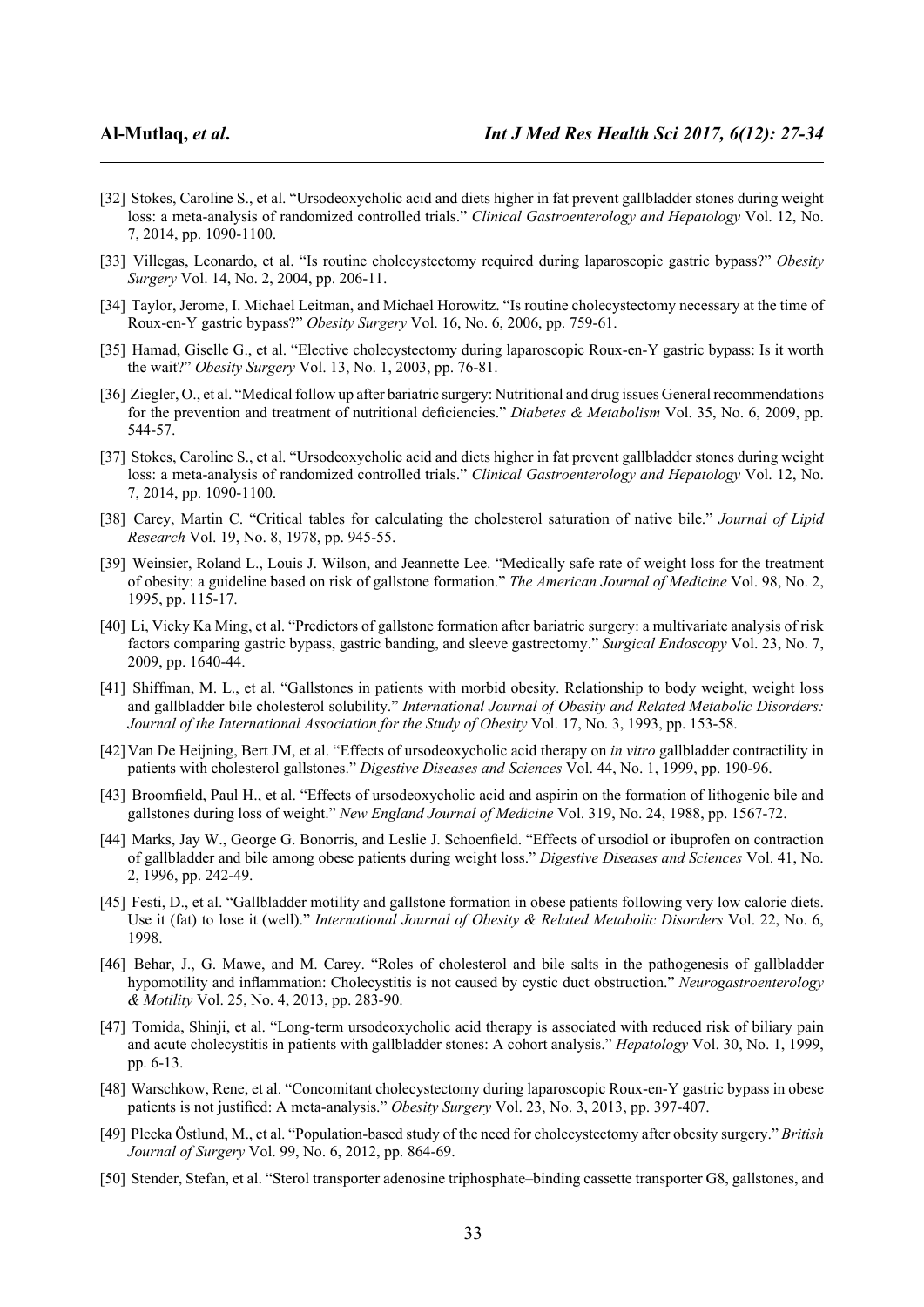[32] Stokes, Caroline S., et al. "Ursodeoxycholic acid and diets higher in fat prevent gallbladder stones during weight loss: a meta-analysis of randomized controlled trials." *Clinical Gastroenterology and Hepatology* Vol. 12, No. 7, 2014, pp. 1090-1100.

[33] Villegas, Leonardo, et al. "Is routine cholecystectomy required during laparoscopic gastric bypass?" *Obesity Surgery* Vol. 14, No. 2, 2004, pp. 206-11.

[34] Taylor, Jerome, I. Michael Leitman, and Michael Horowitz. "Is routine cholecystectomy necessary at the time of Roux-en-Y gastric bypass?" *Obesity Surgery* Vol. 16, No. 6, 2006, pp. 759-61.

[35] Hamad, Giselle G., et al. "Elective cholecystectomy during laparoscopic Roux-en-Y gastric bypass: Is it worth the wait?" *Obesity Surgery* Vol. 13, No. 1, 2003, pp. 76-81.

[36] Ziegler, O., et al. "Medical follow up after bariatric surgery: Nutritional and drug issues General recommendations for the prevention and treatment of nutritional deficiencies." *Diabetes & Metabolism* Vol. 35, No. 6, 2009, pp. 544-57.

[37] Stokes, Caroline S., et al. "Ursodeoxycholic acid and diets higher in fat prevent gallbladder stones during weight loss: a meta-analysis of randomized controlled trials." *Clinical Gastroenterology and Hepatology* Vol. 12, No. 7, 2014, pp. 1090-1100.

[38] Carey, Martin C. "Critical tables for calculating the cholesterol saturation of native bile." *Journal of Lipid Research* Vol. 19, No. 8, 1978, pp. 945-55.

[39] Weinsier, Roland L., Louis J. Wilson, and Jeannette Lee. "Medically safe rate of weight loss for the treatment of obesity: a guideline based on risk of gallstone formation." *The American Journal of Medicine* Vol. 98, No. 2, 1995, pp. 115-17.

[40] Li, Vicky Ka Ming, et al. "Predictors of gallstone formation after bariatric surgery: a multivariate analysis of risk factors comparing gastric bypass, gastric banding, and sleeve gastrectomy." *Surgical Endoscopy* Vol. 23, No. 7, 2009, pp. 1640-44.

[41] Shiffman, M. L., et al. "Gallstones in patients with morbid obesity. Relationship to body weight, weight loss and gallbladder bile cholesterol solubility." *International Journal of Obesity and Related Metabolic Disorders: Journal of the International Association for the Study of Obesity* Vol. 17, No. 3, 1993, pp. 153-58.

[42] Van De Heijning, Bert JM, et al. "Effects of ursodeoxycholic acid therapy on *in vitro* gallbladder contractility in patients with cholesterol gallstones." *Digestive Diseases and Sciences* Vol. 44, No. 1, 1999, pp. 190-96.

[43] Broomfield, Paul H., et al. "Effects of ursodeoxycholic acid and aspirin on the formation of lithogenic bile and gallstones during loss of weight." *New England Journal of Medicine* Vol. 319, No. 24, 1988, pp. 1567-72.

[44] Marks, Jay W., George G. Bonorris, and Leslie J. Schoenfield. "Effects of ursodiol or ibuprofen on contraction of gallbladder and bile among obese patients during weight loss." *Digestive Diseases and Sciences* Vol. 41, No. 2, 1996, pp. 242-49.

[45] Festi, D., et al. "Gallbladder motility and gallstone formation in obese patients following very low calorie diets. Use it (fat) to lose it (well)." *International Journal of Obesity & Related Metabolic Disorders* Vol. 22, No. 6, 1998.

[46] Behar, J., G. Mawe, and M. Carey. "Roles of cholesterol and bile salts in the pathogenesis of gallbladder hypomotility and inflammation: Cholecystitis is not caused by cystic duct obstruction." *Neurogastroenterology & Motility* Vol. 25, No. 4, 2013, pp. 283-90.

[47] Tomida, Shinji, et al. "Long-term ursodeoxycholic acid therapy is associated with reduced risk of biliary pain and acute cholecystitis in patients with gallbladder stones: A cohort analysis." *Hepatology* Vol. 30, No. 1, 1999, pp. 6-13.

[48] Warschkow, Rene, et al. "Concomitant cholecystectomy during laparoscopic Roux-en-Y gastric bypass in obese patients is not justified: A meta-analysis." *Obesity Surgery* Vol. 23, No. 3, 2013, pp. 397-407.

[49] Plecka Östlund, M., et al. "Population-based study of the need for cholecystectomy after obesity surgery." *British Journal of Surgery* Vol. 99, No. 6, 2012, pp. 864-69.

[50] Stender, Stefan, et al. "Sterol transporter adenosine triphosphate–binding cassette transporter G8, gallstones, and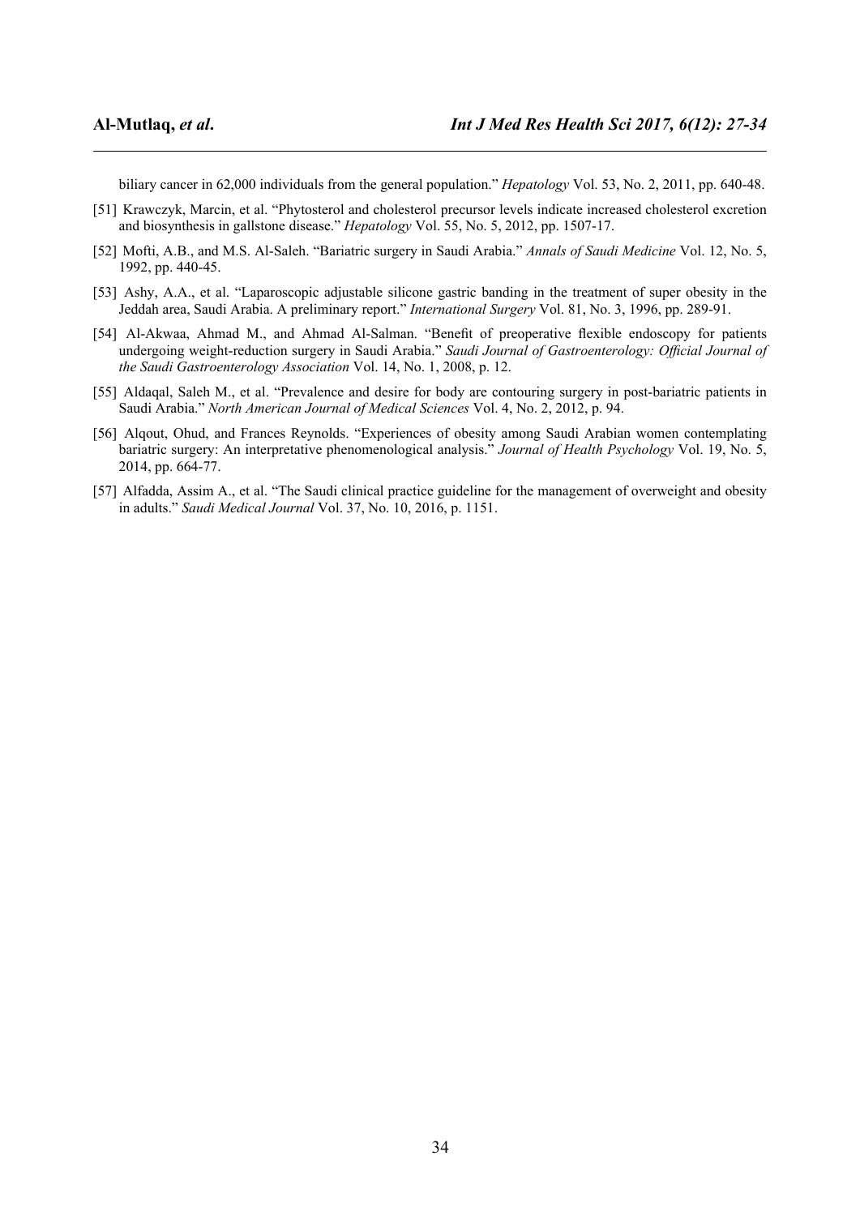biliary cancer in 62,000 individuals from the general population." *Hepatology* Vol. 53, No. 2, 2011, pp. 640-48.

[51] Krawczyk, Marcin, et al. "Phytosterol and cholesterol precursor levels indicate increased cholesterol excretion and biosynthesis in gallstone disease." *Hepatology* Vol. 55, No. 5, 2012, pp. 1507-17.

[52] Mofti, A.B., and M.S. Al-Saleh. "Bariatric surgery in Saudi Arabia." *Annals of Saudi Medicine* Vol. 12, No. 5, 1992, pp. 440-45.

[53] Ashy, A.A., et al. "Laparoscopic adjustable silicone gastric banding in the treatment of super obesity in the Jeddah area, Saudi Arabia. A preliminary report." *International Surgery* Vol. 81, No. 3, 1996, pp. 289-91.

[54] Al-Akwaa, Ahmad M., and Ahmad Al-Salman. "Benefit of preoperative flexible endoscopy for patients undergoing weight-reduction surgery in Saudi Arabia." *Saudi Journal of Gastroenterology: Official Journal of the Saudi Gastroenterology Association* Vol. 14, No. 1, 2008, p. 12.

[55] Aldaqal, Saleh M., et al. "Prevalence and desire for body are contouring surgery in post-bariatric patients in Saudi Arabia." *North American Journal of Medical Sciences* Vol. 4, No. 2, 2012, p. 94.

[56] Alqout, Ohud, and Frances Reynolds. "Experiences of obesity among Saudi Arabian women contemplating bariatric surgery: An interpretative phenomenological analysis." *Journal of Health Psychology* Vol. 19, No. 5, 2014, pp. 664-77.

[57] Alfadda, Assim A., et al. "The Saudi clinical practice guideline for the management of overweight and obesity in adults." *Saudi Medical Journal* Vol. 37, No. 10, 2016, p. 1151.